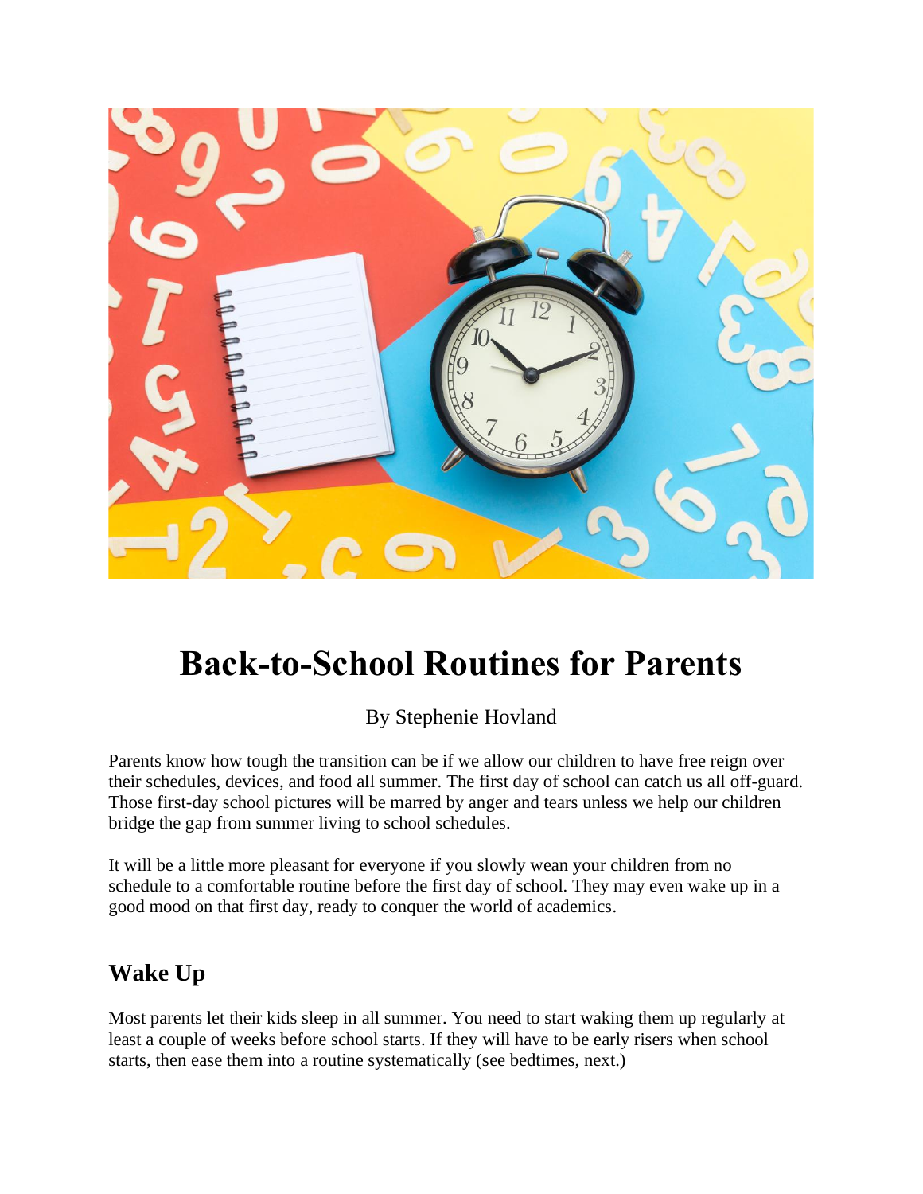# Back-to-School Routines for Parents

By Stephenie Hovland

Parents know how tough the transition can be if we allow our children to have free reign over their schedules, devices, and food all summer. The first day of school can catch us all off-guard. Those first-day school pictures will be marred by anger and tears unless we help our children bridge the gap from summer living to school schedules.

It will be a little more pleasant for everyone if you slowly wean your children from no schedule to a comfortable routine before the first day of school. They may even wake up in a good mood on that first day, ready to conquer the world of academics.

## Wake Up

Most parents let their kids sleep in all summer. You need to start waking them up regularly at least a couple of weeks before school starts. If they will have to be early risers when school starts, then ease them into a routine systematically (see bedtimes, next.)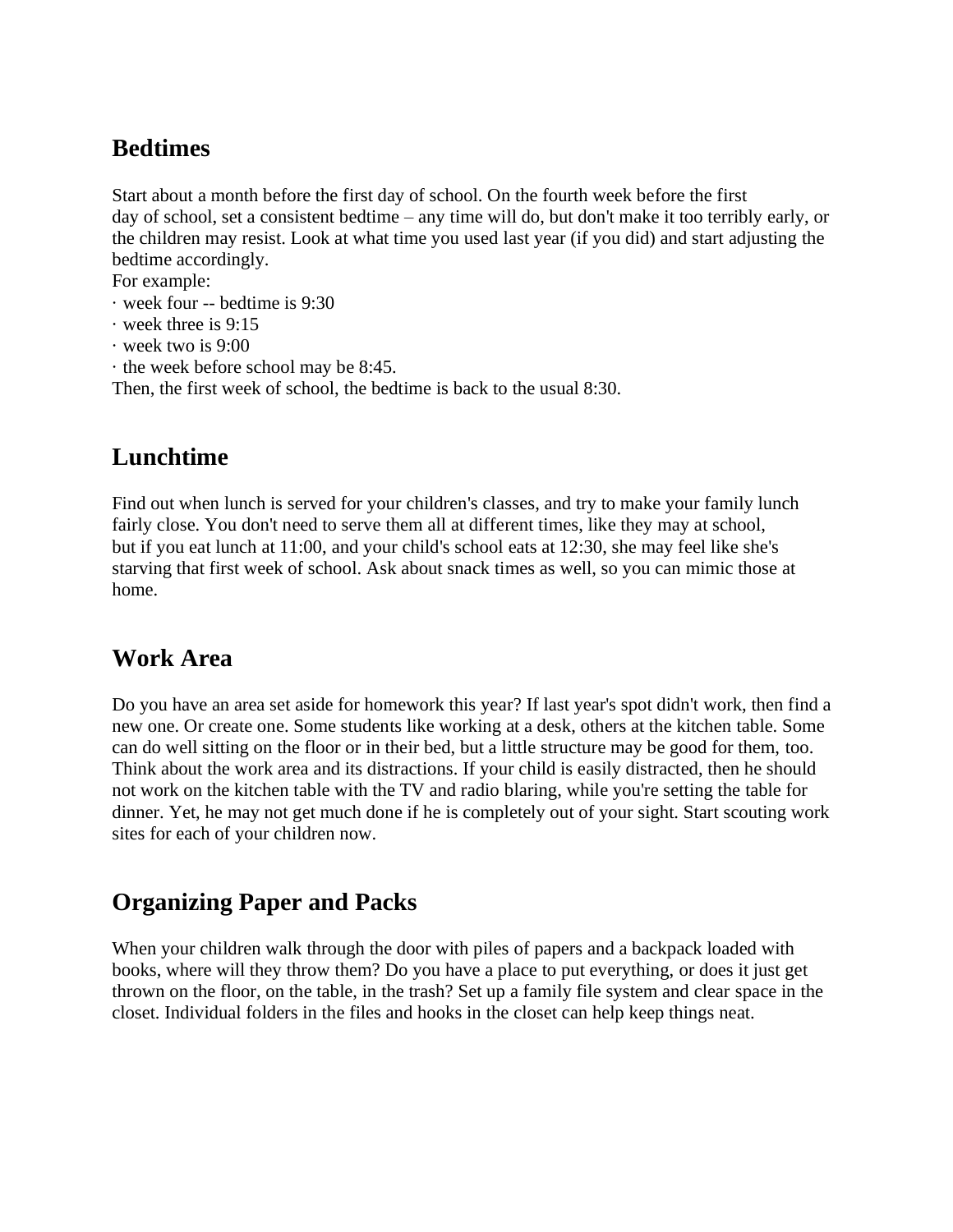## Bedtimes

Start about a month before the first day of school. On the fourth week before the first day of school, set a consistent bedtime – any time will do, but don't make it too terribly early, or the children may resist. Look at what time you used last year (if you did) and start adjusting the bedtime accordingly.

For example:

· week four -- bedtime is 9:30
· week three is 9:15
· week two is 9:00
· the week before school may be 8:45.

Then, the first week of school, the bedtime is back to the usual 8:30.

## Lunchtime

Find out when lunch is served for your children's classes, and try to make your family lunch fairly close. You don't need to serve them all at different times, like they may at school, but if you eat lunch at 11:00, and your child's school eats at 12:30, she may feel like she's starving that first week of school. Ask about snack times as well, so you can mimic those at home.

## Work Area

Do you have an area set aside for homework this year? If last year's spot didn't work, then find a new one. Or create one. Some students like working at a desk, others at the kitchen table. Some can do well sitting on the floor or in their bed, but a little structure may be good for them, too. Think about the work area and its distractions. If your child is easily distracted, then he should not work on the kitchen table with the TV and radio blaring, while you're setting the table for dinner. Yet, he may not get much done if he is completely out of your sight. Start scouting work sites for each of your children now.

## Organizing Paper and Packs

When your children walk through the door with piles of papers and a backpack loaded with books, where will they throw them? Do you have a place to put everything, or does it just get thrown on the floor, on the table, in the trash? Set up a family file system and clear space in the closet. Individual folders in the files and hooks in the closet can help keep things neat.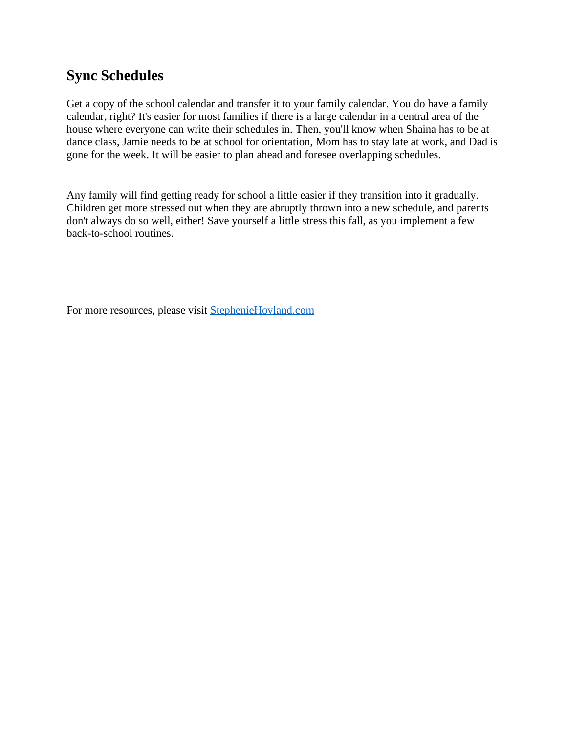## Sync Schedules

Get a copy of the school calendar and transfer it to your family calendar. You do have a family calendar, right? It's easier for most families if there is a large calendar in a central area of the house where everyone can write their schedules in. Then, you'll know when Shaina has to be at dance class, Jamie needs to be at school for orientation, Mom has to stay late at work, and Dad is gone for the week. It will be easier to plan ahead and foresee overlapping schedules.

Any family will find getting ready for school a little easier if they transition into it gradually. Children get more stressed out when they are abruptly thrown into a new schedule, and parents don't always do so well, either! Save yourself a little stress this fall, as you implement a few back-to-school routines.

For more resources, please visit [StephenieHovland.com](http://StephenieHovland.com)